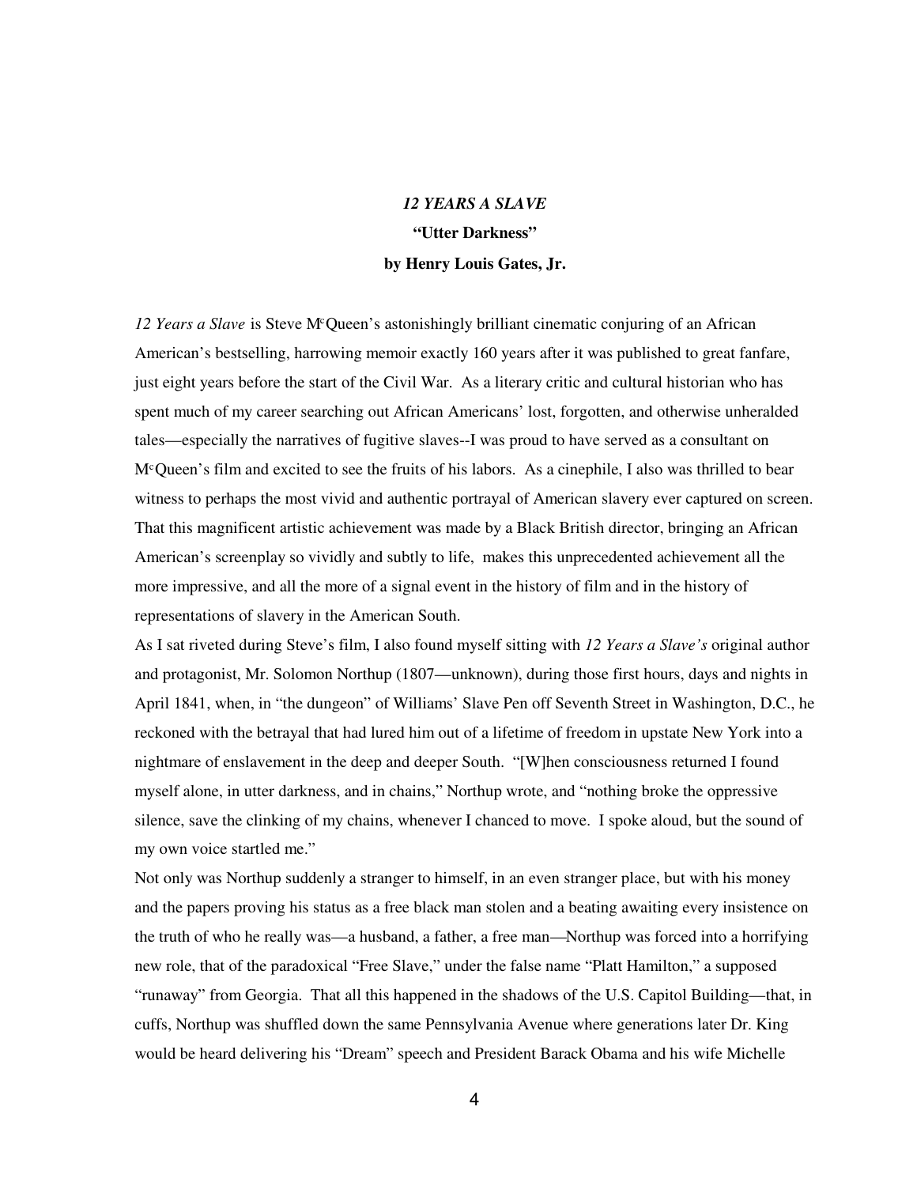# *12 YEARS A SLAVE*

## "Utter Darkness"

### by Henry Louis Gates, Jr.

*12 Years a Slave* is Steve McQueen's astonishingly brilliant cinematic conjuring of an African American's bestselling, harrowing memoir exactly 160 years after it was published to great fanfare, just eight years before the start of the Civil War. As a literary critic and cultural historian who has spent much of my career searching out African Americans' lost, forgotten, and otherwise unheralded tales—especially the narratives of fugitive slaves--I was proud to have served as a consultant on McQueen's film and excited to see the fruits of his labors. As a cinephile, I also was thrilled to bear witness to perhaps the most vivid and authentic portrayal of American slavery ever captured on screen. That this magnificent artistic achievement was made by a Black British director, bringing an African American's screenplay so vividly and subtly to life, makes this unprecedented achievement all the more impressive, and all the more of a signal event in the history of film and in the history of representations of slavery in the American South.

As I sat riveted during Steve's film, I also found myself sitting with *12 Years a Slave's* original author and protagonist, Mr. Solomon Northup (1807—unknown), during those first hours, days and nights in April 1841, when, in "the dungeon" of Williams' Slave Pen off Seventh Street in Washington, D.C., he reckoned with the betrayal that had lured him out of a lifetime of freedom in upstate New York into a nightmare of enslavement in the deep and deeper South. "[W]hen consciousness returned I found myself alone, in utter darkness, and in chains," Northup wrote, and "nothing broke the oppressive silence, save the clinking of my chains, whenever I chanced to move. I spoke aloud, but the sound of my own voice startled me."

Not only was Northup suddenly a stranger to himself, in an even stranger place, but with his money and the papers proving his status as a free black man stolen and a beating awaiting every insistence on the truth of who he really was—a husband, a father, a free man—Northup was forced into a horrifying new role, that of the paradoxical "Free Slave," under the false name "Platt Hamilton," a supposed "runaway" from Georgia. That all this happened in the shadows of the U.S. Capitol Building—that, in cuffs, Northup was shuffled down the same Pennsylvania Avenue where generations later Dr. King would be heard delivering his "Dream" speech and President Barack Obama and his wife Michelle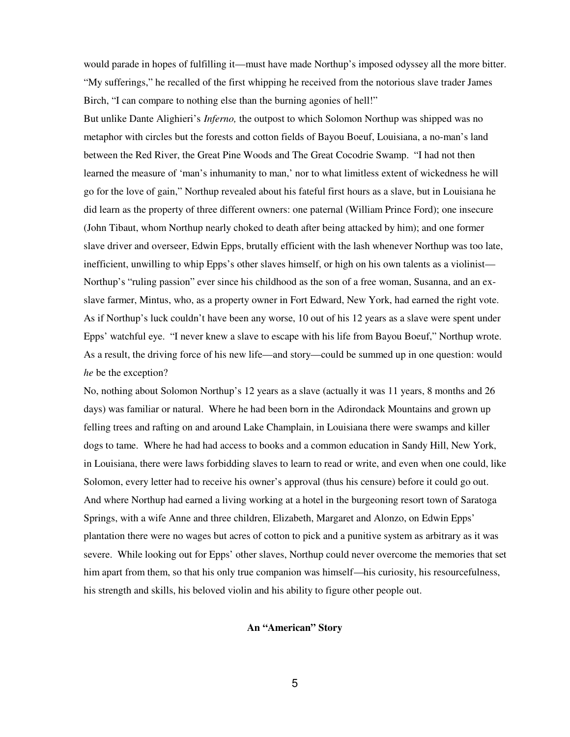would parade in hopes of fulfilling it—must have made Northup's imposed odyssey all the more bitter. "My sufferings," he recalled of the first whipping he received from the notorious slave trader James Birch, "I can compare to nothing else than the burning agonies of hell!"

But unlike Dante Alighieri's *Inferno,* the outpost to which Solomon Northup was shipped was no metaphor with circles but the forests and cotton fields of Bayou Boeuf, Louisiana, a no-man's land between the Red River, the Great Pine Woods and The Great Cocodrie Swamp. "I had not then learned the measure of 'man's inhumanity to man,' nor to what limitless extent of wickedness he will go for the love of gain," Northup revealed about his fateful first hours as a slave, but in Louisiana he did learn as the property of three different owners: one paternal (William Prince Ford); one insecure (John Tibaut, whom Northup nearly choked to death after being attacked by him); and one former slave driver and overseer, Edwin Epps, brutally efficient with the lash whenever Northup was too late, inefficient, unwilling to whip Epps's other slaves himself, or high on his own talents as a violinist—Northup's "ruling passion" ever since his childhood as the son of a free woman, Susanna, and an ex-slave farmer, Mintus, who, as a property owner in Fort Edward, New York, had earned the right vote. As if Northup's luck couldn't have been any worse, 10 out of his 12 years as a slave were spent under Epps' watchful eye. "I never knew a slave to escape with his life from Bayou Boeuf," Northup wrote. As a result, the driving force of his new life—and story—could be summed up in one question: would *he* be the exception?

No, nothing about Solomon Northup's 12 years as a slave (actually it was 11 years, 8 months and 26 days) was familiar or natural. Where he had been born in the Adirondack Mountains and grown up felling trees and rafting on and around Lake Champlain, in Louisiana there were swamps and killer dogs to tame. Where he had had access to books and a common education in Sandy Hill, New York, in Louisiana, there were laws forbidding slaves to learn to read or write, and even when one could, like Solomon, every letter had to receive his owner's approval (thus his censure) before it could go out. And where Northup had earned a living working at a hotel in the burgeoning resort town of Saratoga Springs, with a wife Anne and three children, Elizabeth, Margaret and Alonzo, on Edwin Epps' plantation there were no wages but acres of cotton to pick and a punitive system as arbitrary as it was severe. While looking out for Epps' other slaves, Northup could never overcome the memories that set him apart from them, so that his only true companion was himself—his curiosity, his resourcefulness, his strength and skills, his beloved violin and his ability to figure other people out.

## An "American" Story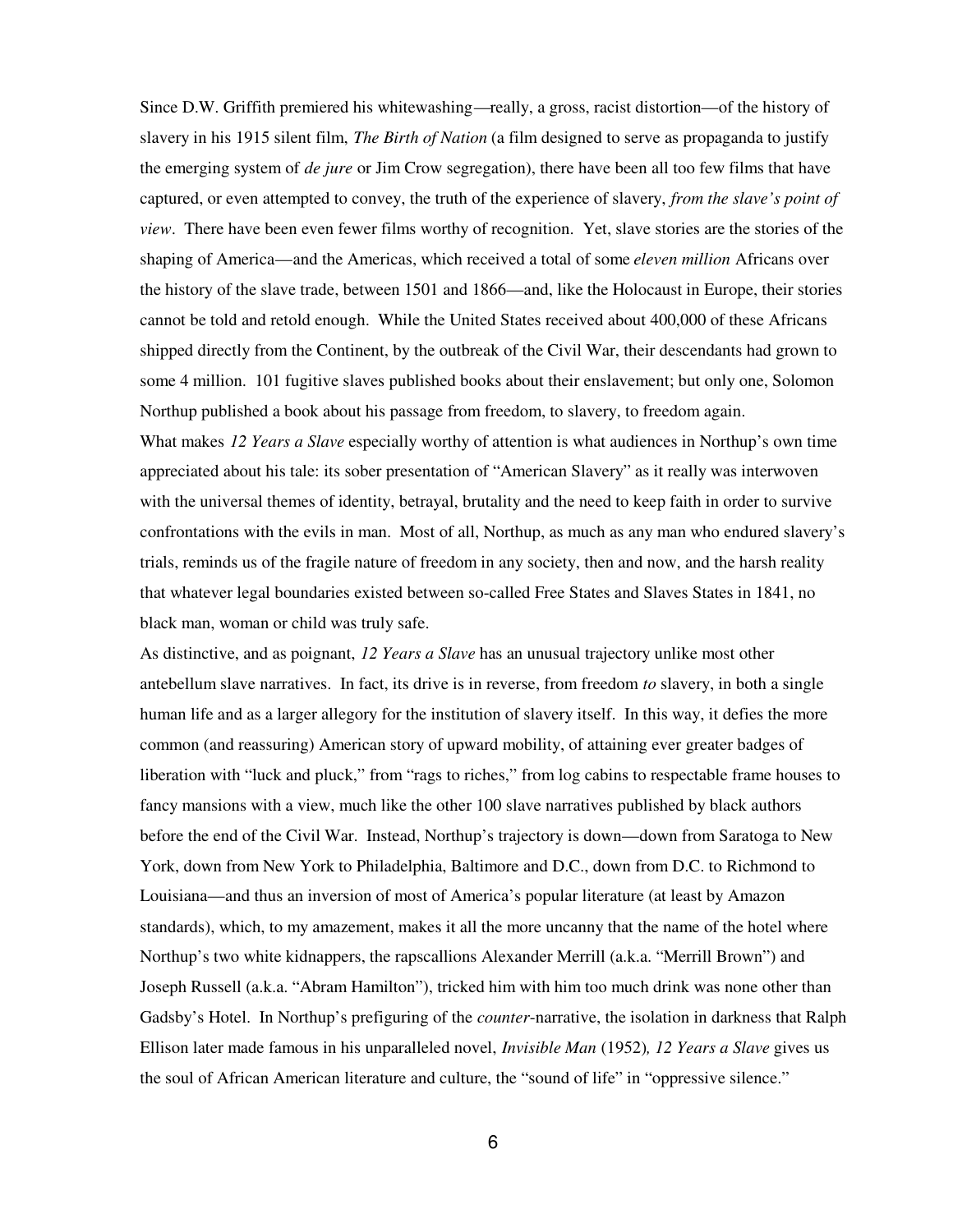Since D.W. Griffith premiered his whitewashing—really, a gross, racist distortion—of the history of slavery in his 1915 silent film, *The Birth of Nation* (a film designed to serve as propaganda to justify the emerging system of *de jure* or Jim Crow segregation), there have been all too few films that have captured, or even attempted to convey, the truth of the experience of slavery, *from the slave's point of view*. There have been even fewer films worthy of recognition. Yet, slave stories are the stories of the shaping of America—and the Americas, which received a total of some *eleven million* Africans over the history of the slave trade, between 1501 and 1866—and, like the Holocaust in Europe, their stories cannot be told and retold enough. While the United States received about 400,000 of these Africans shipped directly from the Continent, by the outbreak of the Civil War, their descendants had grown to some 4 million. 101 fugitive slaves published books about their enslavement; but only one, Solomon Northup published a book about his passage from freedom, to slavery, to freedom again.

What makes *12 Years a Slave* especially worthy of attention is what audiences in Northup's own time appreciated about his tale: its sober presentation of "American Slavery" as it really was interwoven with the universal themes of identity, betrayal, brutality and the need to keep faith in order to survive confrontations with the evils in man. Most of all, Northup, as much as any man who endured slavery's trials, reminds us of the fragile nature of freedom in any society, then and now, and the harsh reality that whatever legal boundaries existed between so-called Free States and Slaves States in 1841, no black man, woman or child was truly safe.

As distinctive, and as poignant, *12 Years a Slave* has an unusual trajectory unlike most other antebellum slave narratives. In fact, its drive is in reverse, from freedom *to* slavery, in both a single human life and as a larger allegory for the institution of slavery itself. In this way, it defies the more common (and reassuring) American story of upward mobility, of attaining ever greater badges of liberation with "luck and pluck," from "rags to riches," from log cabins to respectable frame houses to fancy mansions with a view, much like the other 100 slave narratives published by black authors before the end of the Civil War. Instead, Northup's trajectory is down—down from Saratoga to New York, down from New York to Philadelphia, Baltimore and D.C., down from D.C. to Richmond to Louisiana—and thus an inversion of most of America's popular literature (at least by Amazon standards), which, to my amazement, makes it all the more uncanny that the name of the hotel where Northup's two white kidnappers, the rapscallions Alexander Merrill (a.k.a. "Merrill Brown") and Joseph Russell (a.k.a. "Abram Hamilton"), tricked him with him too much drink was none other than Gadsby's Hotel. In Northup's prefiguring of the *counter*-narrative, the isolation in darkness that Ralph Ellison later made famous in his unparalleled novel, *Invisible Man* (1952)*, 12 Years a Slave* gives us the soul of African American literature and culture, the "sound of life" in "oppressive silence."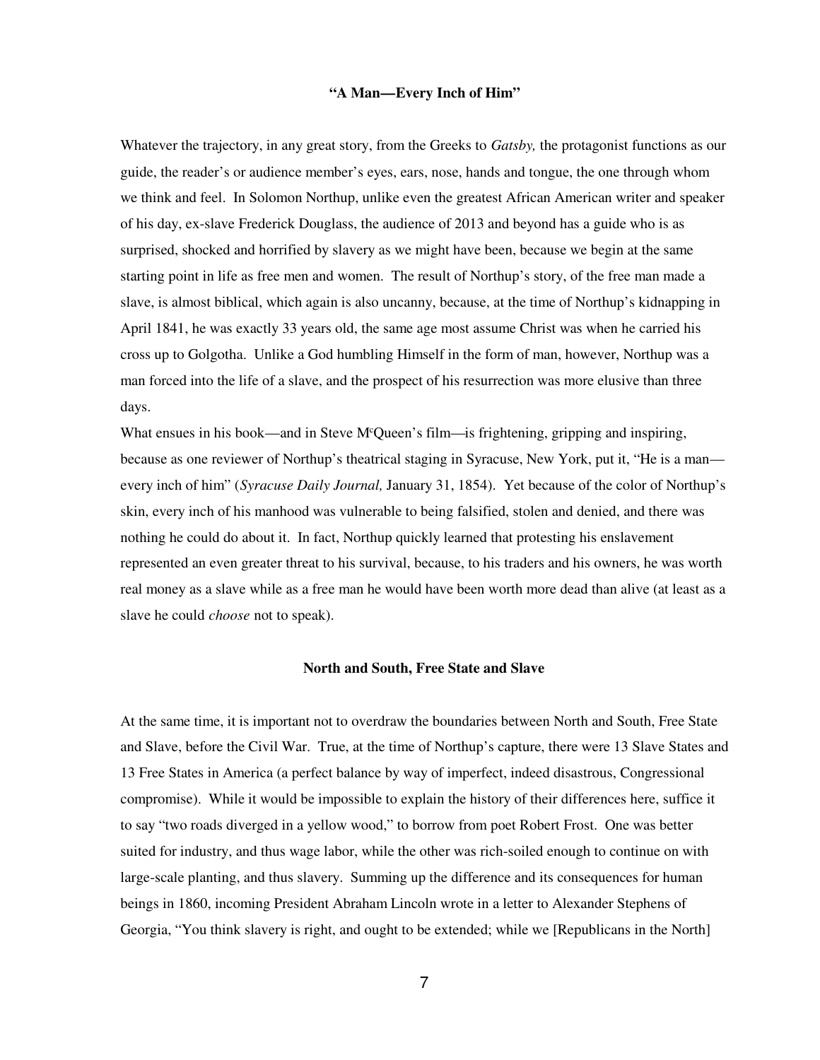### "A Man—Every Inch of Him"

Whatever the trajectory, in any great story, from the Greeks to *Gatsby,* the protagonist functions as our guide, the reader's or audience member's eyes, ears, nose, hands and tongue, the one through whom we think and feel. In Solomon Northup, unlike even the greatest African American writer and speaker of his day, ex-slave Frederick Douglass, the audience of 2013 and beyond has a guide who is as surprised, shocked and horrified by slavery as we might have been, because we begin at the same starting point in life as free men and women. The result of Northup's story, of the free man made a slave, is almost biblical, which again is also uncanny, because, at the time of Northup's kidnapping in April 1841, he was exactly 33 years old, the same age most assume Christ was when he carried his cross up to Golgotha. Unlike a God humbling Himself in the form of man, however, Northup was a man forced into the life of a slave, and the prospect of his resurrection was more elusive than three days.

What ensues in his book—and in Steve McQueen's film—is frightening, gripping and inspiring, because as one reviewer of Northup's theatrical staging in Syracuse, New York, put it, "He is a man—every inch of him" (*Syracuse Daily Journal,* January 31, 1854). Yet because of the color of Northup's skin, every inch of his manhood was vulnerable to being falsified, stolen and denied, and there was nothing he could do about it. In fact, Northup quickly learned that protesting his enslavement represented an even greater threat to his survival, because, to his traders and his owners, he was worth real money as a slave while as a free man he would have been worth more dead than alive (at least as a slave he could *choose* not to speak).

### North and South, Free State and Slave

At the same time, it is important not to overdraw the boundaries between North and South, Free State and Slave, before the Civil War. True, at the time of Northup's capture, there were 13 Slave States and 13 Free States in America (a perfect balance by way of imperfect, indeed disastrous, Congressional compromise). While it would be impossible to explain the history of their differences here, suffice it to say "two roads diverged in a yellow wood," to borrow from poet Robert Frost. One was better suited for industry, and thus wage labor, while the other was rich-soiled enough to continue on with large-scale planting, and thus slavery. Summing up the difference and its consequences for human beings in 1860, incoming President Abraham Lincoln wrote in a letter to Alexander Stephens of Georgia, "You think slavery is right, and ought to be extended; while we [Republicans in the North]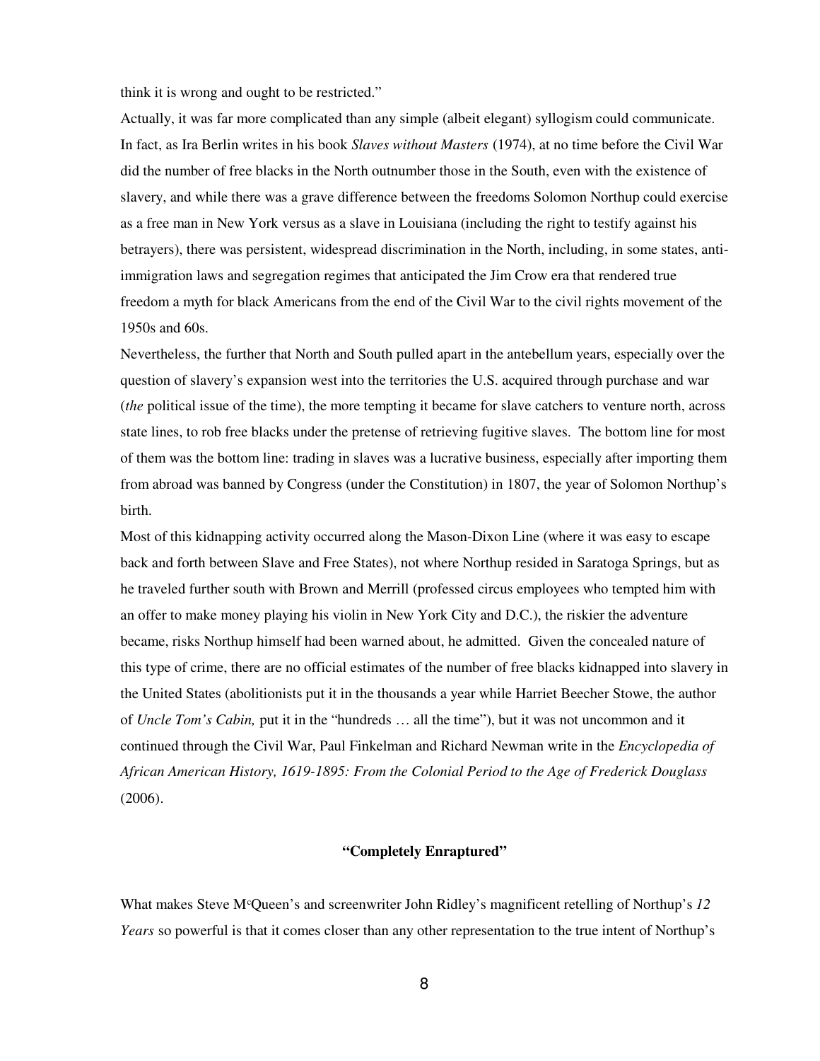think it is wrong and ought to be restricted."

Actually, it was far more complicated than any simple (albeit elegant) syllogism could communicate. In fact, as Ira Berlin writes in his book *Slaves without Masters* (1974), at no time before the Civil War did the number of free blacks in the North outnumber those in the South, even with the existence of slavery, and while there was a grave difference between the freedoms Solomon Northup could exercise as a free man in New York versus as a slave in Louisiana (including the right to testify against his betrayers), there was persistent, widespread discrimination in the North, including, in some states, anti-immigration laws and segregation regimes that anticipated the Jim Crow era that rendered true freedom a myth for black Americans from the end of the Civil War to the civil rights movement of the 1950s and 60s.

Nevertheless, the further that North and South pulled apart in the antebellum years, especially over the question of slavery's expansion west into the territories the U.S. acquired through purchase and war (*the* political issue of the time), the more tempting it became for slave catchers to venture north, across state lines, to rob free blacks under the pretense of retrieving fugitive slaves. The bottom line for most of them was the bottom line: trading in slaves was a lucrative business, especially after importing them from abroad was banned by Congress (under the Constitution) in 1807, the year of Solomon Northup's birth.

Most of this kidnapping activity occurred along the Mason-Dixon Line (where it was easy to escape back and forth between Slave and Free States), not where Northup resided in Saratoga Springs, but as he traveled further south with Brown and Merrill (professed circus employees who tempted him with an offer to make money playing his violin in New York City and D.C.), the riskier the adventure became, risks Northup himself had been warned about, he admitted. Given the concealed nature of this type of crime, there are no official estimates of the number of free blacks kidnapped into slavery in the United States (abolitionists put it in the thousands a year while Harriet Beecher Stowe, the author of *Uncle Tom's Cabin,* put it in the "hundreds … all the time"), but it was not uncommon and it continued through the Civil War, Paul Finkelman and Richard Newman write in the *Encyclopedia of African American History, 1619-1895: From the Colonial Period to the Age of Frederick Douglass* (2006).

**"Completely Enraptured"**

What makes Steve McQueen's and screenwriter John Ridley's magnificent retelling of Northup's *12 Years* so powerful is that it comes closer than any other representation to the true intent of Northup's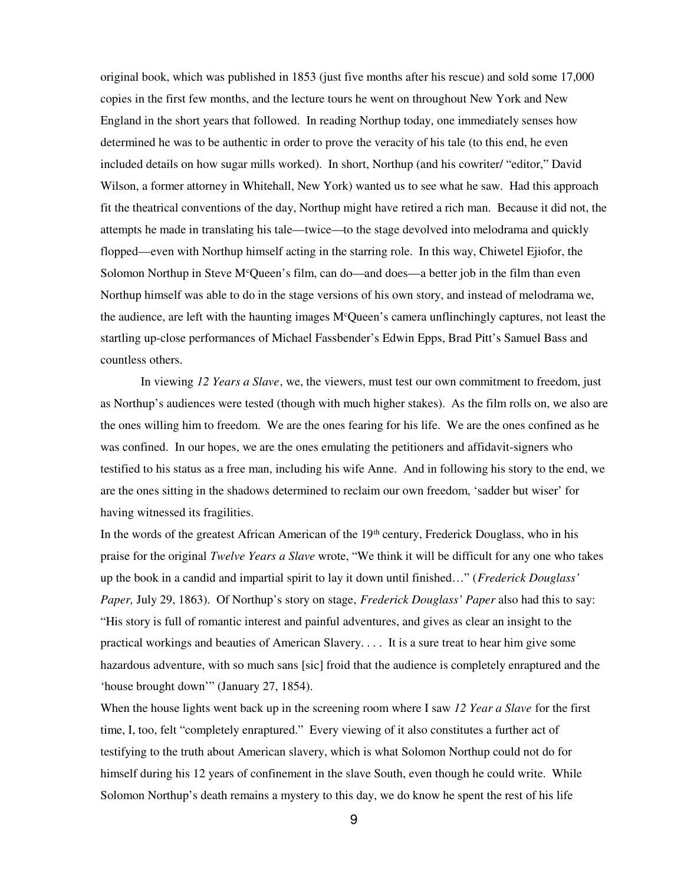original book, which was published in 1853 (just five months after his rescue) and sold some 17,000 copies in the first few months, and the lecture tours he went on throughout New York and New England in the short years that followed. In reading Northup today, one immediately senses how determined he was to be authentic in order to prove the veracity of his tale (to this end, he even included details on how sugar mills worked). In short, Northup (and his cowriter/ "editor," David Wilson, a former attorney in Whitehall, New York) wanted us to see what he saw. Had this approach fit the theatrical conventions of the day, Northup might have retired a rich man. Because it did not, the attempts he made in translating his tale—twice—to the stage devolved into melodrama and quickly flopped—even with Northup himself acting in the starring role. In this way, Chiwetel Ejiofor, the Solomon Northup in Steve McQueen's film, can do—and does—a better job in the film than even Northup himself was able to do in the stage versions of his own story, and instead of melodrama we, the audience, are left with the haunting images McQueen's camera unflinchingly captures, not least the startling up-close performances of Michael Fassbender's Edwin Epps, Brad Pitt's Samuel Bass and countless others.

In viewing *12 Years a Slave*, we, the viewers, must test our own commitment to freedom, just as Northup's audiences were tested (though with much higher stakes). As the film rolls on, we also are the ones willing him to freedom. We are the ones fearing for his life. We are the ones confined as he was confined. In our hopes, we are the ones emulating the petitioners and affidavit-signers who testified to his status as a free man, including his wife Anne. And in following his story to the end, we are the ones sitting in the shadows determined to reclaim our own freedom, 'sadder but wiser' for having witnessed its fragilities.

In the words of the greatest African American of the 19th century, Frederick Douglass, who in his praise for the original *Twelve Years a Slave* wrote, "We think it will be difficult for any one who takes up the book in a candid and impartial spirit to lay it down until finished…" (*Frederick Douglass' Paper,* July 29, 1863). Of Northup's story on stage, *Frederick Douglass' Paper* also had this to say: "His story is full of romantic interest and painful adventures, and gives as clear an insight to the practical workings and beauties of American Slavery. . . . It is a sure treat to hear him give some hazardous adventure, with so much sans [sic] froid that the audience is completely enraptured and the 'house brought down'" (January 27, 1854).

When the house lights went back up in the screening room where I saw *12 Year a Slave* for the first time, I, too, felt "completely enraptured." Every viewing of it also constitutes a further act of testifying to the truth about American slavery, which is what Solomon Northup could not do for himself during his 12 years of confinement in the slave South, even though he could write. While Solomon Northup's death remains a mystery to this day, we do know he spent the rest of his life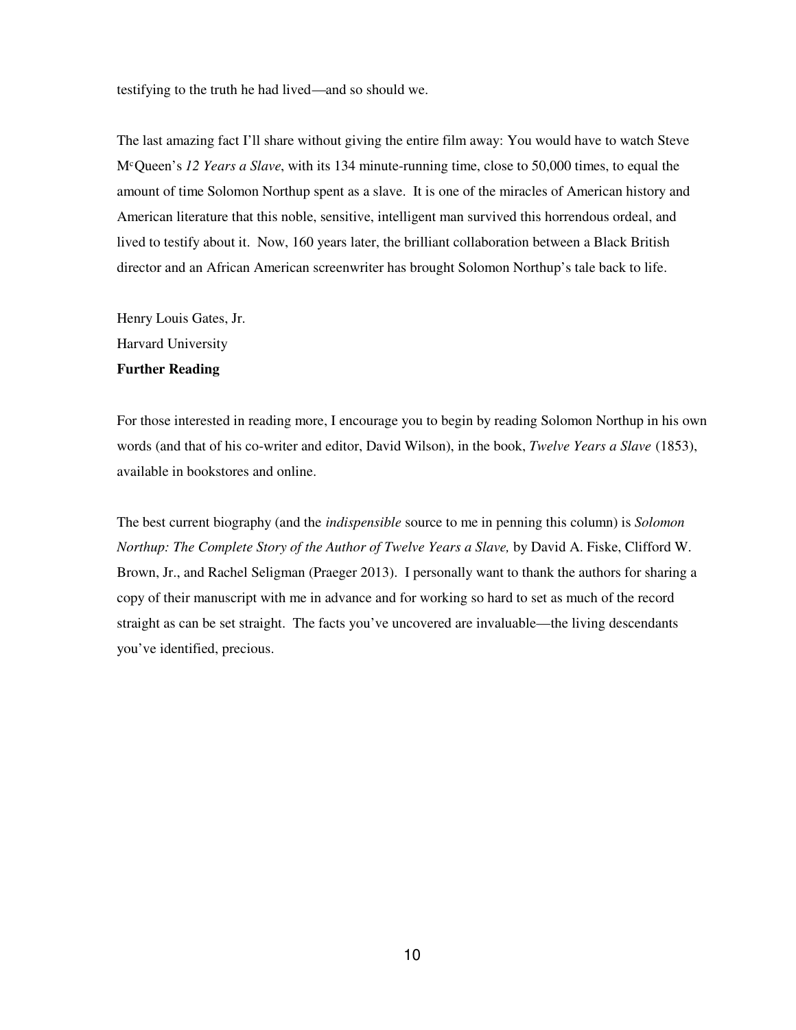testifying to the truth he had lived—and so should we.

The last amazing fact I'll share without giving the entire film away: You would have to watch Steve McQueen's *12 Years a Slave*, with its 134 minute-running time, close to 50,000 times, to equal the amount of time Solomon Northup spent as a slave. It is one of the miracles of American history and American literature that this noble, sensitive, intelligent man survived this horrendous ordeal, and lived to testify about it. Now, 160 years later, the brilliant collaboration between a Black British director and an African American screenwriter has brought Solomon Northup's tale back to life.

Henry Louis Gates, Jr.
Harvard University

**Further Reading**

For those interested in reading more, I encourage you to begin by reading Solomon Northup in his own words (and that of his co-writer and editor, David Wilson), in the book, *Twelve Years a Slave* (1853), available in bookstores and online.

The best current biography (and the *indispensible* source to me in penning this column) is *Solomon Northup: The Complete Story of the Author of Twelve Years a Slave,* by David A. Fiske, Clifford W. Brown, Jr., and Rachel Seligman (Praeger 2013). I personally want to thank the authors for sharing a copy of their manuscript with me in advance and for working so hard to set as much of the record straight as can be set straight. The facts you've uncovered are invaluable—the living descendants you've identified, precious.